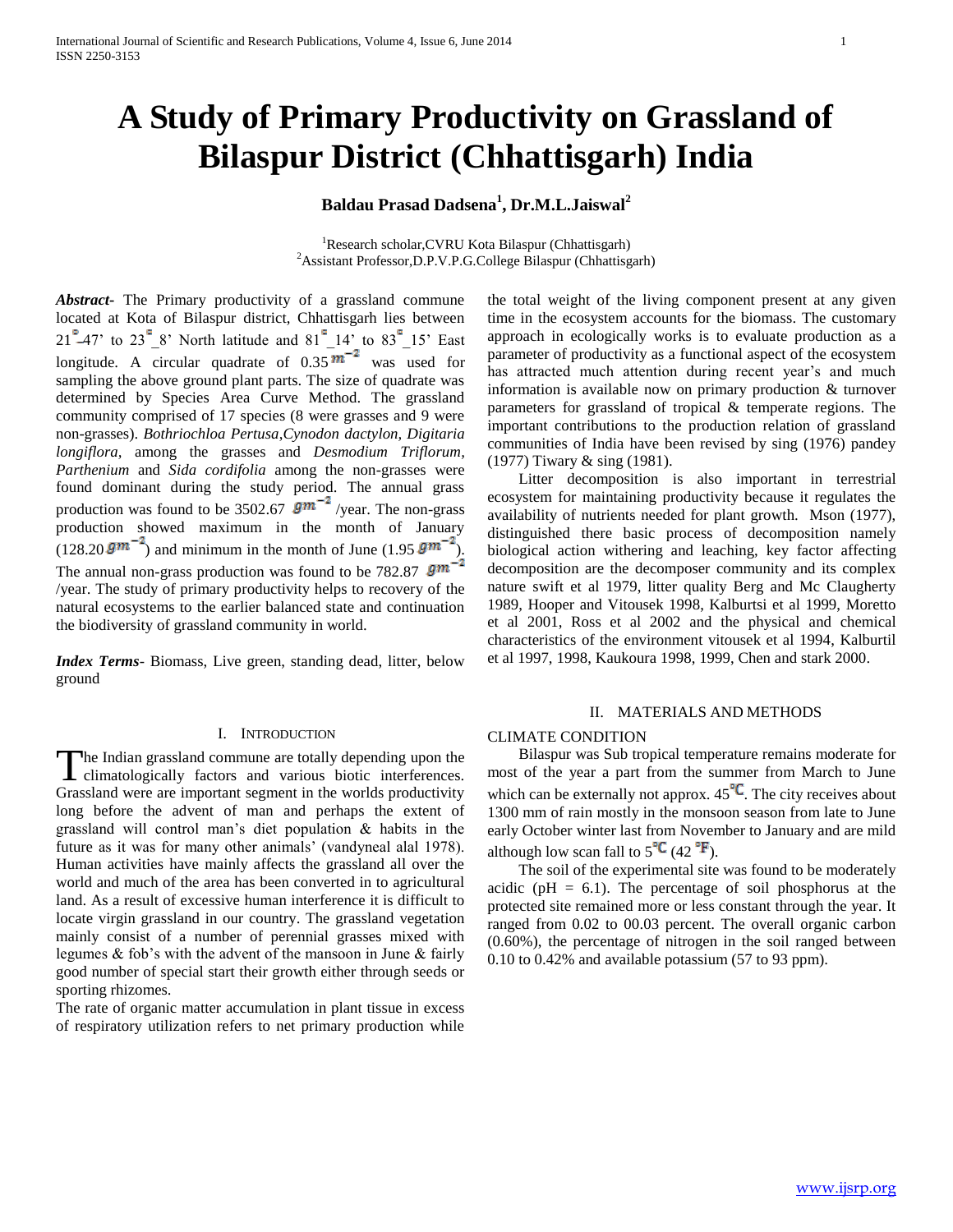# A Study of Primary Productivity on Grassland of Bilaspur District (Chhattisgarh) India

**Baldau Prasad Dadsena[1], Dr.M.L.Jaiswal[2]**

[1]Research scholar,CVRU Kota Bilaspur (Chhattisgarh)
[2]Assistant Professor,D.P.V.P.G.College Bilaspur (Chhattisgarh)

***Abstract***- The Primary productivity of a grassland commune located at Kota of Bilaspur district, Chhattisgarh lies between $21^{\circ}$_47' to $23^{\circ}$_8' North latitude and $81^{\circ}$_14' to $83^{\circ}$_15' East longitude. A circular quadrate of 0.35 $m^{-2}$ was used for sampling the above ground plant parts. The size of quadrate was determined by Species Area Curve Method. The grassland community comprised of 17 species (8 were grasses and 9 were non-grasses). *Bothriochloa Pertusa*,*Cynodon dactylon, Digitaria longiflora*, among the grasses and *Desmodium Triflorum, Parthenium* and *Sida cordifolia* among the non-grasses were found dominant during the study period. The annual grass production was found to be 3502.67 $gm^{-2}$ /year. The non-grass production showed maximum in the month of January (128.20 $gm^{-2}$) and minimum in the month of June (1.95 $gm^{-2}$). The annual non-grass production was found to be 782.87 $gm^{-2}$ /year. The study of primary productivity helps to recovery of the natural ecosystems to the earlier balanced state and continuation the biodiversity of grassland community in world.

***Index Terms***- Biomass, Live green, standing dead, litter, below ground

## I. Introduction

The Indian grassland commune are totally depending upon the climatologically factors and various biotic interferences. Grassland were are important segment in the worlds productivity long before the advent of man and perhaps the extent of grassland will control man's diet population & habits in the future as it was for many other animals' (vandyneal alal 1978). Human activities have mainly affects the grassland all over the world and much of the area has been converted in to agricultural land. As a result of excessive human interference it is difficult to locate virgin grassland in our country. The grassland vegetation mainly consist of a number of perennial grasses mixed with legumes & fob's with the advent of the mansoon in June & fairly good number of special start their growth either through seeds or sporting rhizomes.

The rate of organic matter accumulation in plant tissue in excess of respiratory utilization refers to net primary production while the total weight of the living component present at any given time in the ecosystem accounts for the biomass. The customary approach in ecologically works is to evaluate production as a parameter of productivity as a functional aspect of the ecosystem has attracted much attention during recent year's and much information is available now on primary production & turnover parameters for grassland of tropical & temperate regions. The important contributions to the production relation of grassland communities of India have been revised by sing (1976) pandey (1977) Tiwary & sing (1981).

Litter decomposition is also important in terrestrial ecosystem for maintaining productivity because it regulates the availability of nutrients needed for plant growth. Mson (1977), distinguished there basic process of decomposition namely biological action withering and leaching, key factor affecting decomposition are the decomposer community and its complex nature swift et al 1979, litter quality Berg and Mc Claugherty 1989, Hooper and Vitousek 1998, Kalburtsi et al 1999, Moretto et al 2001, Ross et al 2002 and the physical and chemical characteristics of the environment vitousek et al 1994, Kalburtil et al 1997, 1998, Kaukoura 1998, 1999, Chen and stark 2000.

## II. Materials and Methods

### CLIMATE CONDITION

Bilaspur was Sub tropical temperature remains moderate for most of the year a part from the summer from March to June which can be externally not approx. 45 °C. The city receives about 1300 mm of rain mostly in the monsoon season from late to June early October winter last from November to January and are mild although low scan fall to 5 °C (42 °F).

The soil of the experimental site was found to be moderately acidic (pH = 6.1). The percentage of soil phosphorus at the protected site remained more or less constant through the year. It ranged from 0.02 to 00.03 percent. The overall organic carbon (0.60%), the percentage of nitrogen in the soil ranged between 0.10 to 0.42% and available potassium (57 to 93 ppm).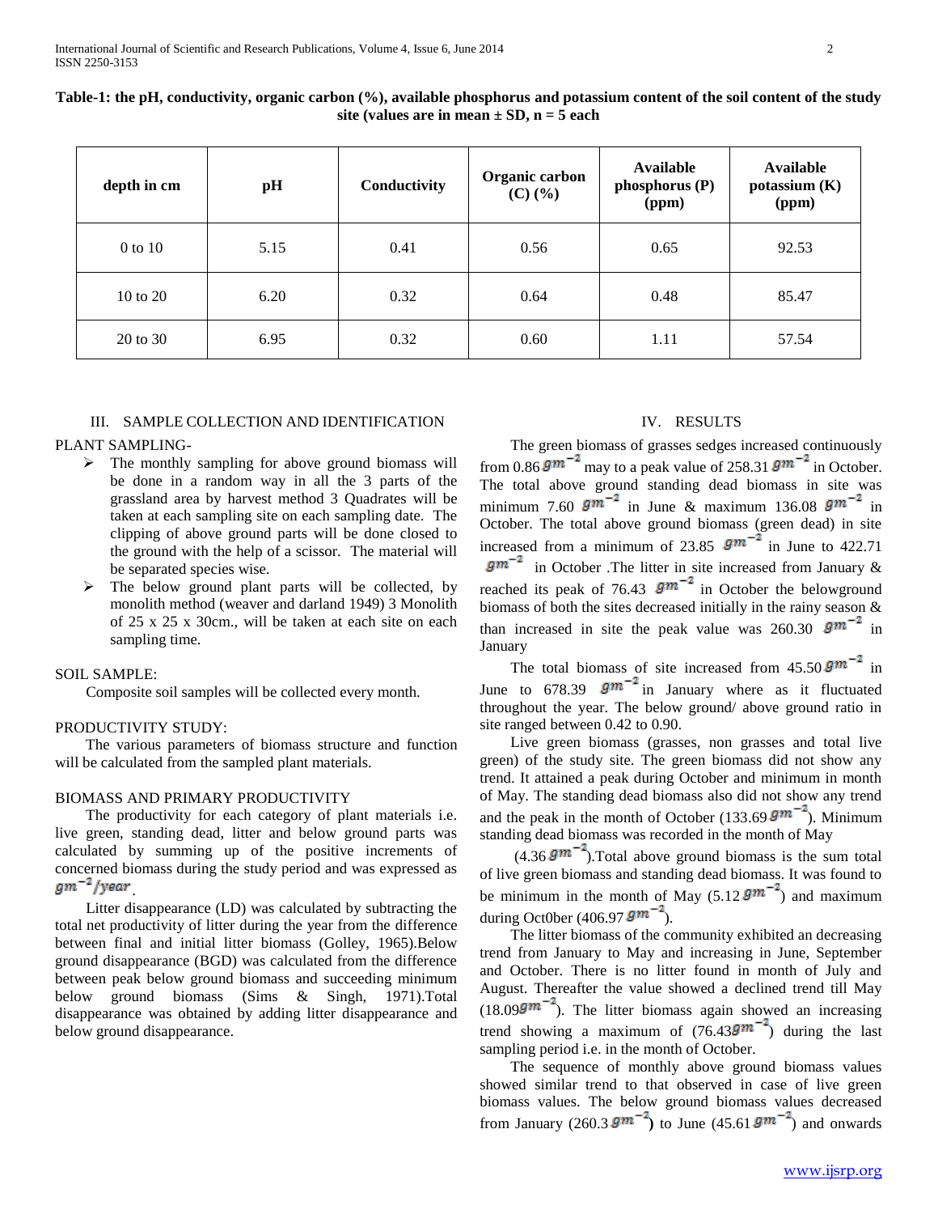**Table-1: the pH, conductivity, organic carbon (%), available phosphorus and potassium content of the soil content of the study site (values are in mean ± SD, n = 5 each**

| depth in cm | pH | Conductivity | Organic carbon (C) (%) | Available phosphorus (P) (ppm) | Available potassium (K) (ppm) |
|---|---|---|---|---|---|
| 0 to 10 | 5.15 | 0.41 | 0.56 | 0.65 | 92.53 |
| 10 to 20 | 6.20 | 0.32 | 0.64 | 0.48 | 85.47 |
| 20 to 30 | 6.95 | 0.32 | 0.60 | 1.11 | 57.54 |

## III. SAMPLE COLLECTION AND IDENTIFICATION

PLANT SAMPLING-

- The monthly sampling for above ground biomass will be done in a random way in all the 3 parts of the grassland area by harvest method 3 Quadrates will be taken at each sampling site on each sampling date. The clipping of above ground parts will be done closed to the ground with the help of a scissor. The material will be separated species wise.
- The below ground plant parts will be collected, by monolith method (weaver and darland 1949) 3 Monolith of 25 x 25 x 30cm., will be taken at each site on each sampling time.

SOIL SAMPLE:

Composite soil samples will be collected every month.

PRODUCTIVITY STUDY:

The various parameters of biomass structure and function will be calculated from the sampled plant materials.

BIOMASS AND PRIMARY PRODUCTIVITY

The productivity for each category of plant materials i.e. live green, standing dead, litter and below ground parts was calculated by summing up of the positive increments of concerned biomass during the study period and was expressed as $gm^{-2}/year$.

Litter disappearance (LD) was calculated by subtracting the total net productivity of litter during the year from the difference between final and initial litter biomass (Golley, 1965).Below ground disappearance (BGD) was calculated from the difference between peak below ground biomass and succeeding minimum below ground biomass (Sims & Singh, 1971).Total disappearance was obtained by adding litter disappearance and below ground disappearance.

## IV. RESULTS

The green biomass of grasses sedges increased continuously from 0.86 $gm^{-2}$ may to a peak value of 258.31 $gm^{-2}$ in October. The total above ground standing dead biomass in site was minimum 7.60 $gm^{-2}$ in June & maximum 136.08 $gm^{-2}$ in October. The total above ground biomass (green dead) in site increased from a minimum of 23.85 $gm^{-2}$ in June to 422.71 $gm^{-2}$ in October .The litter in site increased from January & reached its peak of 76.43 $gm^{-2}$ in October the belowground biomass of both the sites decreased initially in the rainy season & than increased in site the peak value was 260.30 $gm^{-2}$ in January

The total biomass of site increased from 45.50 $gm^{-2}$ in June to 678.39 $gm^{-2}$ in January where as it fluctuated throughout the year. The below ground/ above ground ratio in site ranged between 0.42 to 0.90.

Live green biomass (grasses, non grasses and total live green) of the study site. The green biomass did not show any trend. It attained a peak during October and minimum in month of May. The standing dead biomass also did not show any trend and the peak in the month of October (133.69 $gm^{-2}$). Minimum standing dead biomass was recorded in the month of May

(4.36 $gm^{-2}$).Total above ground biomass is the sum total of live green biomass and standing dead biomass. It was found to be minimum in the month of May (5.12 $gm^{-2}$) and maximum during Oct0ber (406.97 $gm^{-2}$).

The litter biomass of the community exhibited an decreasing trend from January to May and increasing in June, September and October. There is no litter found in month of July and August. Thereafter the value showed a declined trend till May (18.09$gm^{-2}$). The litter biomass again showed an increasing trend showing a maximum of (76.43$gm^{-2}$) during the last sampling period i.e. in the month of October.

The sequence of monthly above ground biomass values showed similar trend to that observed in case of live green biomass values. The below ground biomass values decreased from January (260.3 $gm^{-2}$) to June (45.61 $gm^{-2}$) and onwards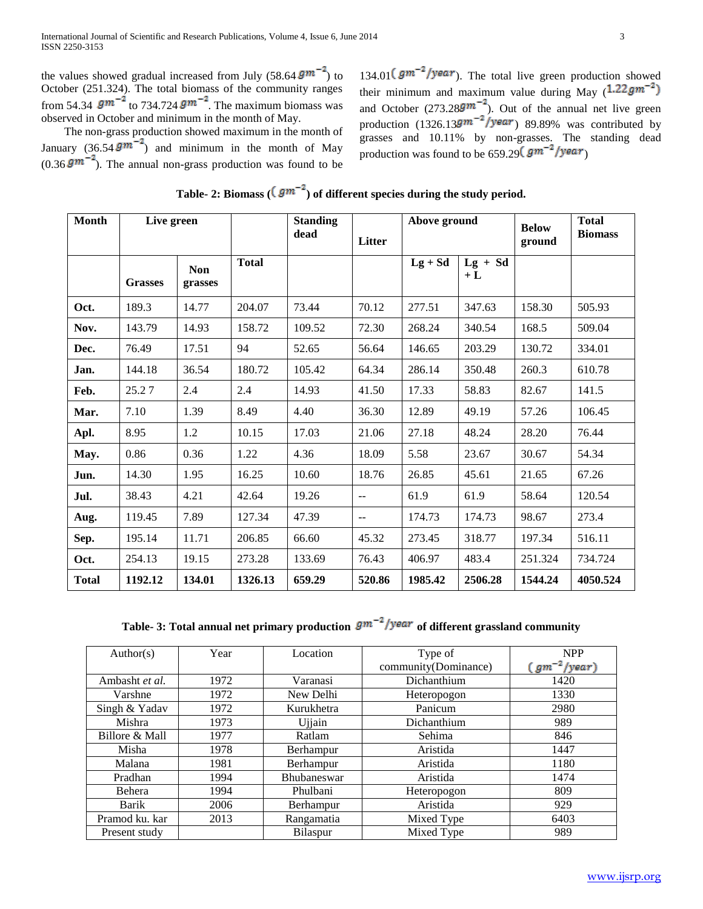the values showed gradual increased from July (58.64 $gm^{-2}$) to October (251.324). The total biomass of the community ranges from 54.34 $gm^{-2}$ to 734.724 $gm^{-2}$. The maximum biomass was observed in October and minimum in the month of May.

The non-grass production showed maximum in the month of January (36.54 $gm^{-2}$) and minimum in the month of May (0.36 $gm^{-2}$). The annual non-grass production was found to be 134.01( $gm^{-2}/year$). The total live green production showed their minimum and maximum value during May (1.22 $gm^{-2}$) and October (273.28 $gm^{-2}$). Out of the annual net live green production (1326.13 $gm^{-2}/year$) 89.89% was contributed by grasses and 10.11% by non-grasses. The standing dead production was found to be 659.29( $gm^{-2}/year$)

**Table- 2: Biomass ( $gm^{-2}$) of different species during the study period.**

| Month | Live green | | | Standing dead | Litter | Above ground | | Below ground | Total Biomass |
|---|---|---|---|---|---|---|---|---|---|
| | Grasses | Non grasses | Total | | | Lg + Sd | Lg + Sd + L | | |
| Oct. | 189.3 | 14.77 | 204.07 | 73.44 | 70.12 | 277.51 | 347.63 | 158.30 | 505.93 |
| Nov. | 143.79 | 14.93 | 158.72 | 109.52 | 72.30 | 268.24 | 340.54 | 168.5 | 509.04 |
| Dec. | 76.49 | 17.51 | 94 | 52.65 | 56.64 | 146.65 | 203.29 | 130.72 | 334.01 |
| Jan. | 144.18 | 36.54 | 180.72 | 105.42 | 64.34 | 286.14 | 350.48 | 260.3 | 610.78 |
| Feb. | 25.2 7 | 2.4 | 2.4 | 14.93 | 41.50 | 17.33 | 58.83 | 82.67 | 141.5 |
| Mar. | 7.10 | 1.39 | 8.49 | 4.40 | 36.30 | 12.89 | 49.19 | 57.26 | 106.45 |
| Apl. | 8.95 | 1.2 | 10.15 | 17.03 | 21.06 | 27.18 | 48.24 | 28.20 | 76.44 |
| May. | 0.86 | 0.36 | 1.22 | 4.36 | 18.09 | 5.58 | 23.67 | 30.67 | 54.34 |
| Jun. | 14.30 | 1.95 | 16.25 | 10.60 | 18.76 | 26.85 | 45.61 | 21.65 | 67.26 |
| Jul. | 38.43 | 4.21 | 42.64 | 19.26 | -- | 61.9 | 61.9 | 58.64 | 120.54 |
| Aug. | 119.45 | 7.89 | 127.34 | 47.39 | -- | 174.73 | 174.73 | 98.67 | 273.4 |
| Sep. | 195.14 | 11.71 | 206.85 | 66.60 | 45.32 | 273.45 | 318.77 | 197.34 | 516.11 |
| Oct. | 254.13 | 19.15 | 273.28 | 133.69 | 76.43 | 406.97 | 483.4 | 251.324 | 734.724 |
| **Total** | **1192.12** | **134.01** | **1326.13** | **659.29** | **520.86** | **1985.42** | **2506.28** | **1544.24** | **4050.524** |

**Table- 3: Total annual net primary production $gm^{-2}/year$ of different grassland community**

| Author(s) | Year | Location | Type of community(Dominance) | NPP ( $gm^{-2}/year$) |
|---|---|---|---|---|
| Ambasht *et al.* | 1972 | Varanasi | Dichanthium | 1420 |
| Varshne | 1972 | New Delhi | Heteropogon | 1330 |
| Singh & Yadav | 1972 | Kurukhetra | Panicum | 2980 |
| Mishra | 1973 | Ujjain | Dichanthium | 989 |
| Billore & Mall | 1977 | Ratlam | Sehima | 846 |
| Misha | 1978 | Berhampur | Aristida | 1447 |
| Malana | 1981 | Berhampur | Aristida | 1180 |
| Pradhan | 1994 | Bhubaneswar | Aristida | 1474 |
| Behera | 1994 | Phulbani | Heteropogon | 809 |
| Barik | 2006 | Berhampur | Aristida | 929 |
| Pramod ku. kar | 2013 | Rangamatia | Mixed Type | 6403 |
| Present study | | Bilaspur | Mixed Type | 989 |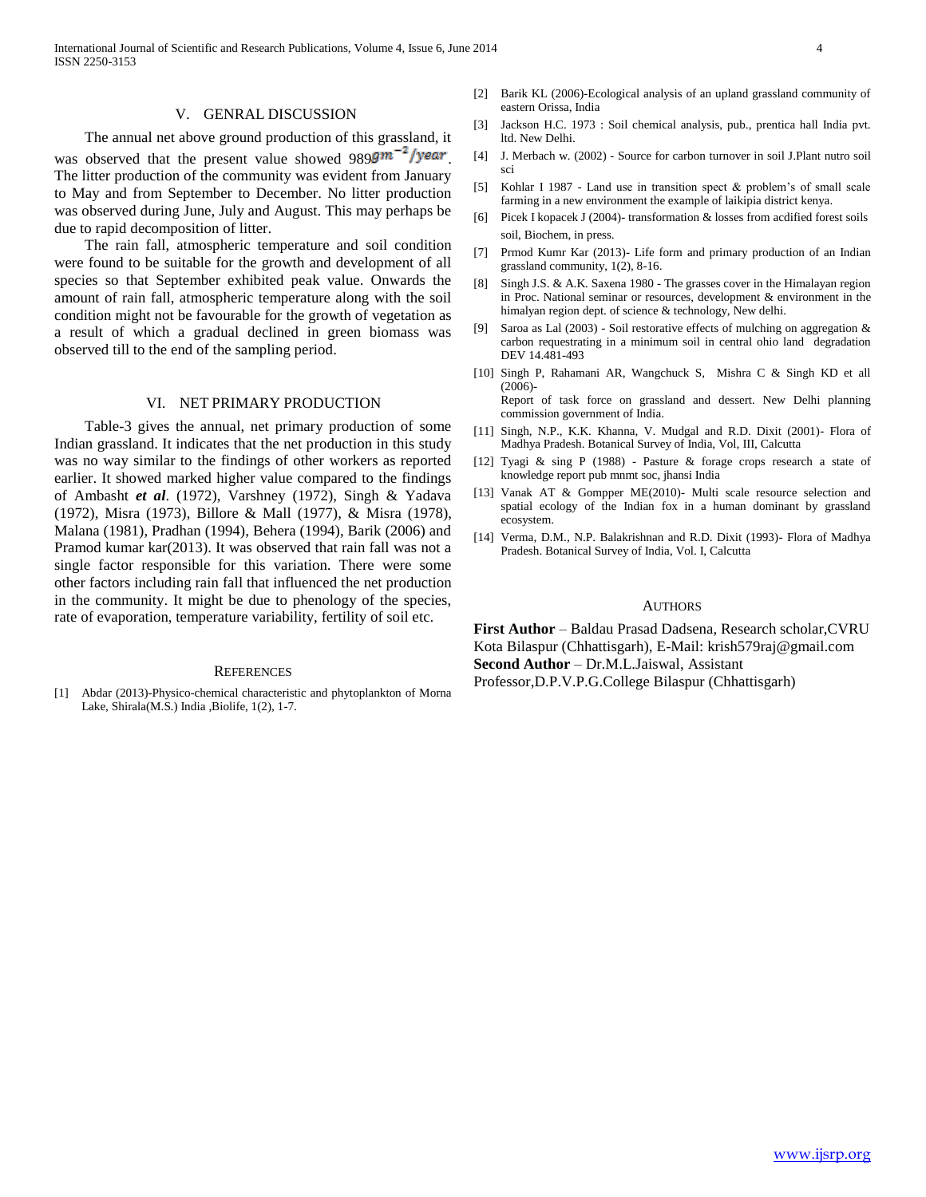## V. GENRAL DISCUSSION

The annual net above ground production of this grassland, it was observed that the present value showed 989$gm^{-2}/year$. The litter production of the community was evident from January to May and from September to December. No litter production was observed during June, July and August. This may perhaps be due to rapid decomposition of litter.

The rain fall, atmospheric temperature and soil condition were found to be suitable for the growth and development of all species so that September exhibited peak value. Onwards the amount of rain fall, atmospheric temperature along with the soil condition might not be favourable for the growth of vegetation as a result of which a gradual declined in green biomass was observed till to the end of the sampling period.

## VI. NET PRIMARY PRODUCTION

Table-3 gives the annual, net primary production of some Indian grassland. It indicates that the net production in this study was no way similar to the findings of other workers as reported earlier. It showed marked higher value compared to the findings of Ambasht ***et al***. (1972), Varshney (1972), Singh & Yadava (1972), Misra (1973), Billore & Mall (1977), & Misra (1978), Malana (1981), Pradhan (1994), Behera (1994), Barik (2006) and Pramod kumar kar(2013). It was observed that rain fall was not a single factor responsible for this variation. There were some other factors including rain fall that influenced the net production in the community. It might be due to phenology of the species, rate of evaporation, temperature variability, fertility of soil etc.

## REFERENCES

[1] Abdar (2013)-Physico-chemical characteristic and phytoplankton of Morna Lake, Shirala(M.S.) India ,Biolife, 1(2), 1-7.

[2] Barik KL (2006)-Ecological analysis of an upland grassland community of eastern Orissa, India

[3] Jackson H.C. 1973 : Soil chemical analysis, pub., prentica hall India pvt. ltd. New Delhi.

[4] J. Merbach w. (2002) - Source for carbon turnover in soil J.Plant nutro soil sci

[5] Kohlar I 1987 - Land use in transition spect & problem's of small scale farming in a new environment the example of laikipia district kenya.

[6] Picek I kopacek J (2004)- transformation & losses from acdified forest soils soil, Biochem, in press.

[7] Prmod Kumr Kar (2013)- Life form and primary production of an Indian grassland community, 1(2), 8-16.

[8] Singh J.S. & A.K. Saxena 1980 - The grasses cover in the Himalayan region in Proc. National seminar or resources, development & environment in the himalyan region dept. of science & technology, New delhi.

[9] Saroa as Lal (2003) - Soil restorative effects of mulching on aggregation & carbon requestrating in a minimum soil in central ohio land degradation DEV 14.481-493

[10] Singh P, Rahamani AR, Wangchuck S, Mishra C & Singh KD et all (2006)- Report of task force on grassland and dessert. New Delhi planning commission government of India.

[11] Singh, N.P., K.K. Khanna, V. Mudgal and R.D. Dixit (2001)- Flora of Madhya Pradesh. Botanical Survey of India, Vol, III, Calcutta

[12] Tyagi & sing P (1988) - Pasture & forage crops research a state of knowledge report pub mnmt soc, jhansi India

[13] Vanak AT & Gompper ME(2010)- Multi scale resource selection and spatial ecology of the Indian fox in a human dominant by grassland ecosystem.

[14] Verma, D.M., N.P. Balakrishnan and R.D. Dixit (1993)- Flora of Madhya Pradesh. Botanical Survey of India, Vol. I, Calcutta

## AUTHORS

**First Author** – Baldau Prasad Dadsena, Research scholar,CVRU Kota Bilaspur (Chhattisgarh), E-Mail: krish579raj@gmail.com

**Second Author** – Dr.M.L.Jaiswal, Assistant Professor,D.P.V.P.G.College Bilaspur (Chhattisgarh)